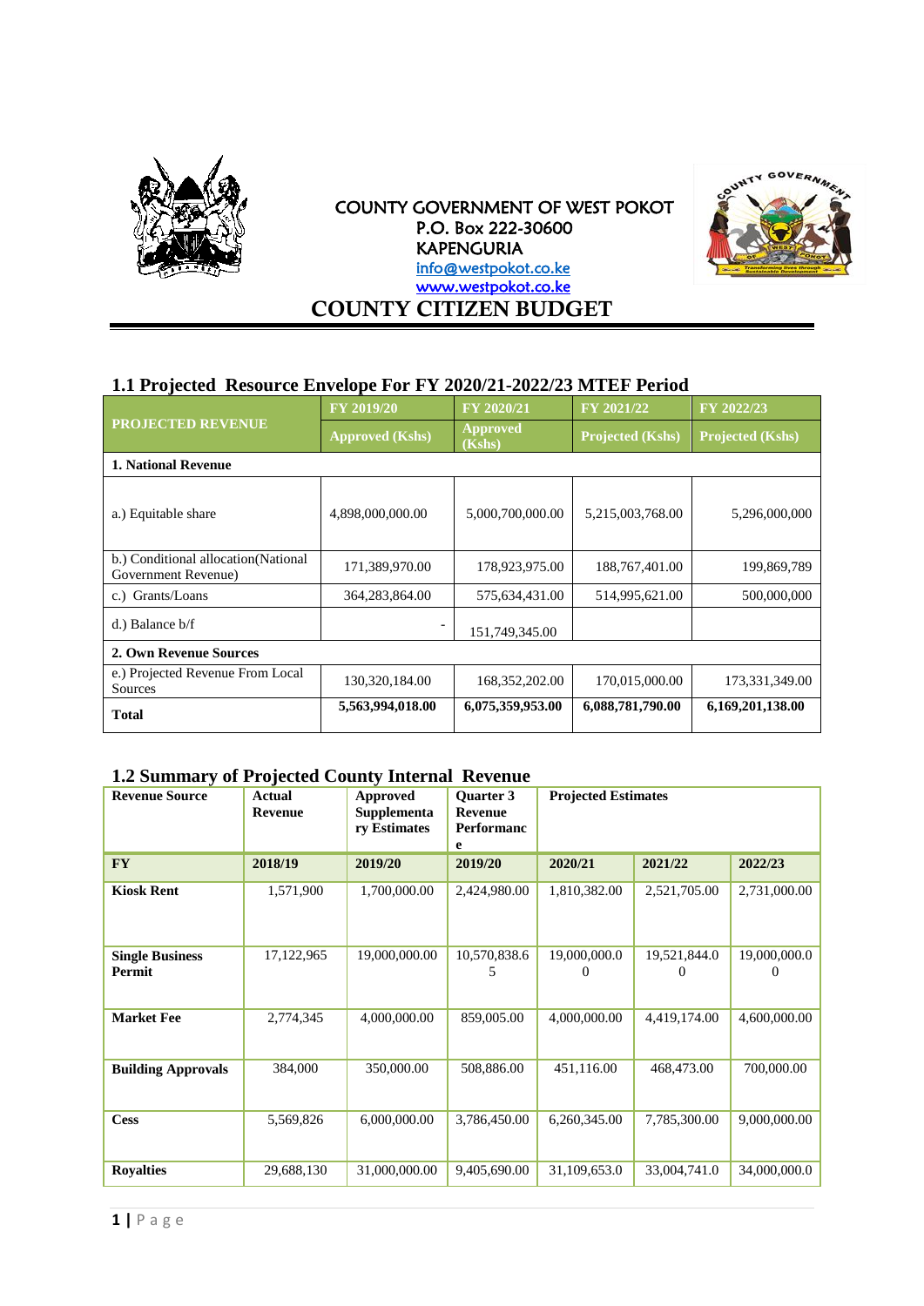COUNTY GOVERNMENT OF WEST POKOT
P.O. Box 222-30600
KAPENGURIA
info@westpokot.co.ke
www.westpokot.co.ke

# COUNTY CITIZEN BUDGET

## 1.1 Projected Resource Envelope For FY 2020/21-2022/23 MTEF Period

| PROJECTED REVENUE | FY 2019/20 | FY 2020/21 | FY 2021/22 | FY 2022/23 |
|---|---|---|---|---|
| | Approved (Kshs) | Approved (Kshs) | Projected (Kshs) | Projected (Kshs) |
| **1. National Revenue** | | | | |
| a.) Equitable share | 4,898,000,000.00 | 5,000,700,000.00 | 5,215,003,768.00 | 5,296,000,000 |
| b.) Conditional allocation(National Government Revenue) | 171,389,970.00 | 178,923,975.00 | 188,767,401.00 | 199,869,789 |
| c.) Grants/Loans | 364,283,864.00 | 575,634,431.00 | 514,995,621.00 | 500,000,000 |
| d.) Balance b/f | - | 151,749,345.00 | | |
| **2. Own Revenue Sources** | | | | |
| e.) Projected Revenue From Local Sources | 130,320,184.00 | 168,352,202.00 | 170,015,000.00 | 173,331,349.00 |
| **Total** | **5,563,994,018.00** | **6,075,359,953.00** | **6,088,781,790.00** | **6,169,201,138.00** |

## 1.2 Summary of Projected County Internal Revenue

| Revenue Source | Actual Revenue | Approved Supplementary Estimates | Quarter 3 Revenue Performance | Projected Estimates | | |
|---|---|---|---|---|---|---|
| **FY** | **2018/19** | **2019/20** | **2019/20** | **2020/21** | **2021/22** | **2022/23** |
| **Kiosk Rent** | 1,571,900 | 1,700,000.00 | 2,424,980.00 | 1,810,382.00 | 2,521,705.00 | 2,731,000.00 |
| **Single Business Permit** | 17,122,965 | 19,000,000.00 | 10,570,838.65 | 19,000,000.00 | 19,521,844.00 | 19,000,000.00 |
| **Market Fee** | 2,774,345 | 4,000,000.00 | 859,005.00 | 4,000,000.00 | 4,419,174.00 | 4,600,000.00 |
| **Building Approvals** | 384,000 | 350,000.00 | 508,886.00 | 451,116.00 | 468,473.00 | 700,000.00 |
| **Cess** | 5,569,826 | 6,000,000.00 | 3,786,450.00 | 6,260,345.00 | 7,785,300.00 | 9,000,000.00 |
| **Royalties** | 29,688,130 | 31,000,000.00 | 9,405,690.00 | 31,109,653.0 | 33,004,741.0 | 34,000,000.0 |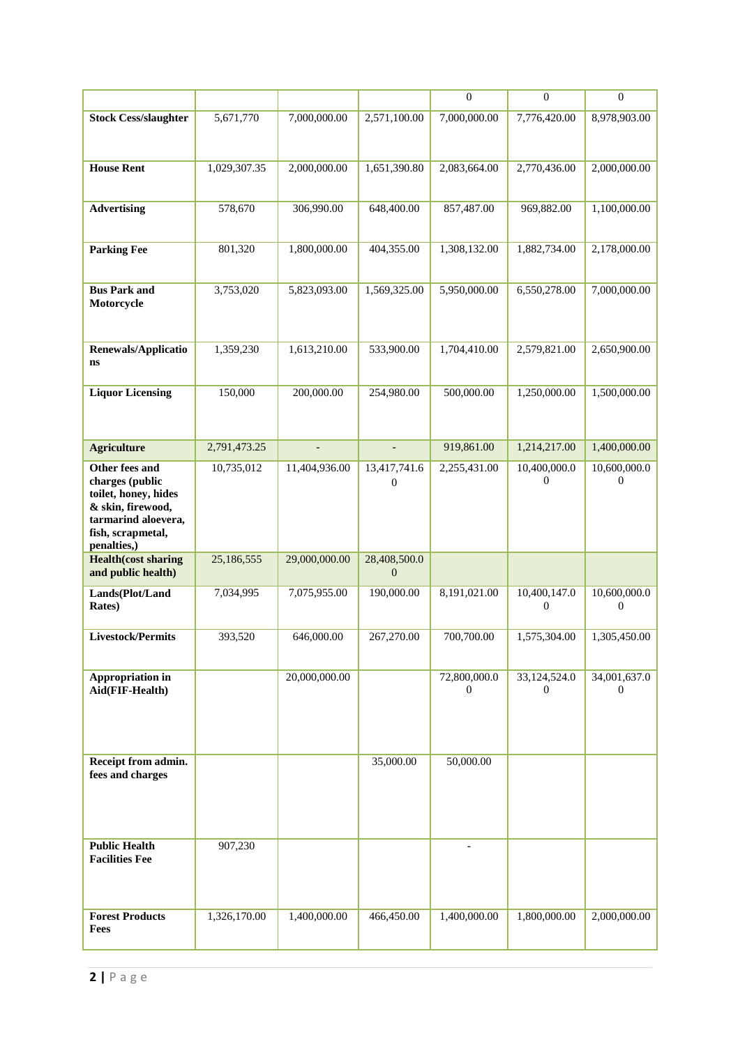| | | | | 0 | 0 | 0 |
|---|---|---|---|---|---|---|
| **Stock Cess/slaughter** | 5,671,770 | 7,000,000.00 | 2,571,100.00 | 7,000,000.00 | 7,776,420.00 | 8,978,903.00 |
| **House Rent** | 1,029,307.35 | 2,000,000.00 | 1,651,390.80 | 2,083,664.00 | 2,770,436.00 | 2,000,000.00 |
| **Advertising** | 578,670 | 306,990.00 | 648,400.00 | 857,487.00 | 969,882.00 | 1,100,000.00 |
| **Parking Fee** | 801,320 | 1,800,000.00 | 404,355.00 | 1,308,132.00 | 1,882,734.00 | 2,178,000.00 |
| **Bus Park and Motorcycle** | 3,753,020 | 5,823,093.00 | 1,569,325.00 | 5,950,000.00 | 6,550,278.00 | 7,000,000.00 |
| **Renewals/Applications** | 1,359,230 | 1,613,210.00 | 533,900.00 | 1,704,410.00 | 2,579,821.00 | 2,650,900.00 |
| **Liquor Licensing** | 150,000 | 200,000.00 | 254,980.00 | 500,000.00 | 1,250,000.00 | 1,500,000.00 |
| **Agriculture** | 2,791,473.25 | - | - | 919,861.00 | 1,214,217.00 | 1,400,000.00 |
| **Other fees and charges (public toilet, honey, hides & skin, firewood, tarmarind aloevera, fish, scrapmetal, penalties,)** | 10,735,012 | 11,404,936.00 | 13,417,741.60 | 2,255,431.00 | 10,400,000.00 | 10,600,000.00 |
| **Health(cost sharing and public health)** | 25,186,555 | 29,000,000.00 | 28,408,500.00 | | | |
| **Lands(Plot/Land Rates)** | 7,034,995 | 7,075,955.00 | 190,000.00 | 8,191,021.00 | 10,400,147.00 | 10,600,000.00 |
| **Livestock/Permits** | 393,520 | 646,000.00 | 267,270.00 | 700,700.00 | 1,575,304.00 | 1,305,450.00 |
| **Appropriation in Aid(FIF-Health)** | | 20,000,000.00 | | 72,800,000.00 | 33,124,524.00 | 34,001,637.00 |
| **Receipt from admin. fees and charges** | | | 35,000.00 | 50,000.00 | | |
| **Public Health Facilities Fee** | 907,230 | | | - | | |
| **Forest Products Fees** | 1,326,170.00 | 1,400,000.00 | 466,450.00 | 1,400,000.00 | 1,800,000.00 | 2,000,000.00 |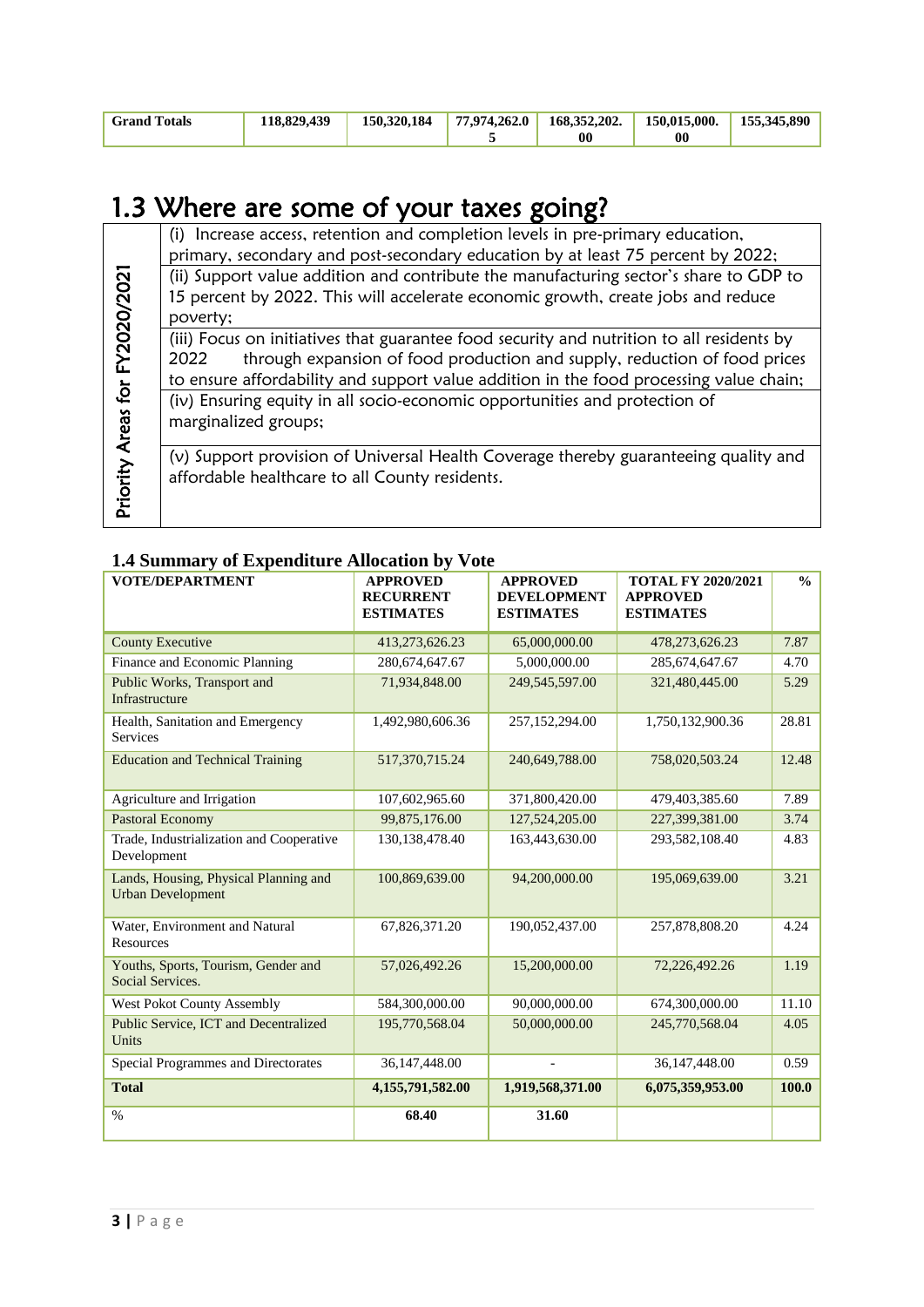| Grand Totals | 118,829,439 | 150,320,184 | 77,974,262.05 | 168,352,202.00 | 150,015,000.00 | 155,345,890 |
|---|---|---|---|---|---|---|

## 1.3 Where are some of your taxes going?

| Priority Areas for FY2020/2021 | |
|---|---|
| | (i) Increase access, retention and completion levels in pre-primary education, primary, secondary and post-secondary education by at least 75 percent by 2022; |
| | (ii) Support value addition and contribute the manufacturing sector's share to GDP to 15 percent by 2022. This will accelerate economic growth, create jobs and reduce poverty; |
| | (iii) Focus on initiatives that guarantee food security and nutrition to all residents by 2022 through expansion of food production and supply, reduction of food prices to ensure affordability and support value addition in the food processing value chain; |
| | (iv) Ensuring equity in all socio-economic opportunities and protection of marginalized groups; |
| | (v) Support provision of Universal Health Coverage thereby guaranteeing quality and affordable healthcare to all County residents. |

### 1.4 Summary of Expenditure Allocation by Vote

| VOTE/DEPARTMENT | APPROVED RECURRENT ESTIMATES | APPROVED DEVELOPMENT ESTIMATES | TOTAL FY 2020/2021 APPROVED ESTIMATES | % |
|---|---|---|---|---|
| County Executive | 413,273,626.23 | 65,000,000.00 | 478,273,626.23 | 7.87 |
| Finance and Economic Planning | 280,674,647.67 | 5,000,000.00 | 285,674,647.67 | 4.70 |
| Public Works, Transport and Infrastructure | 71,934,848.00 | 249,545,597.00 | 321,480,445.00 | 5.29 |
| Health, Sanitation and Emergency Services | 1,492,980,606.36 | 257,152,294.00 | 1,750,132,900.36 | 28.81 |
| Education and Technical Training | 517,370,715.24 | 240,649,788.00 | 758,020,503.24 | 12.48 |
| Agriculture and Irrigation | 107,602,965.60 | 371,800,420.00 | 479,403,385.60 | 7.89 |
| Pastoral Economy | 99,875,176.00 | 127,524,205.00 | 227,399,381.00 | 3.74 |
| Trade, Industrialization and Cooperative Development | 130,138,478.40 | 163,443,630.00 | 293,582,108.40 | 4.83 |
| Lands, Housing, Physical Planning and Urban Development | 100,869,639.00 | 94,200,000.00 | 195,069,639.00 | 3.21 |
| Water, Environment and Natural Resources | 67,826,371.20 | 190,052,437.00 | 257,878,808.20 | 4.24 |
| Youths, Sports, Tourism, Gender and Social Services. | 57,026,492.26 | 15,200,000.00 | 72,226,492.26 | 1.19 |
| West Pokot County Assembly | 584,300,000.00 | 90,000,000.00 | 674,300,000.00 | 11.10 |
| Public Service, ICT and Decentralized Units | 195,770,568.04 | 50,000,000.00 | 245,770,568.04 | 4.05 |
| Special Programmes and Directorates | 36,147,448.00 | - | 36,147,448.00 | 0.59 |
| **Total** | **4,155,791,582.00** | **1,919,568,371.00** | **6,075,359,953.00** | **100.0** |
| % | **68.40** | **31.60** | | |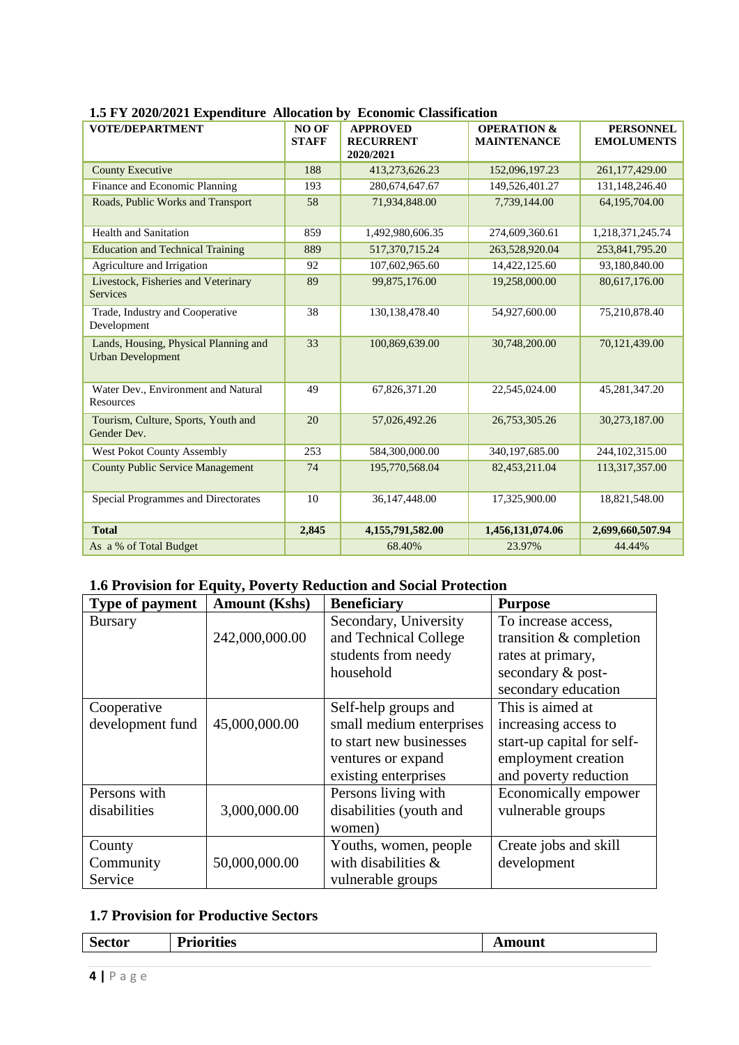## 1.5 FY 2020/2021 Expenditure Allocation by Economic Classification

| VOTE/DEPARTMENT | NO OF STAFF | APPROVED RECURRENT 2020/2021 | OPERATION & MAINTENANCE | PERSONNEL EMOLUMENTS |
|---|---|---|---|---|
| County Executive | 188 | 413,273,626.23 | 152,096,197.23 | 261,177,429.00 |
| Finance and Economic Planning | 193 | 280,674,647.67 | 149,526,401.27 | 131,148,246.40 |
| Roads, Public Works and Transport | 58 | 71,934,848.00 | 7,739,144.00 | 64,195,704.00 |
| Health and Sanitation | 859 | 1,492,980,606.35 | 274,609,360.61 | 1,218,371,245.74 |
| Education and Technical Training | 889 | 517,370,715.24 | 263,528,920.04 | 253,841,795.20 |
| Agriculture and Irrigation | 92 | 107,602,965.60 | 14,422,125.60 | 93,180,840.00 |
| Livestock, Fisheries and Veterinary Services | 89 | 99,875,176.00 | 19,258,000.00 | 80,617,176.00 |
| Trade, Industry and Cooperative Development | 38 | 130,138,478.40 | 54,927,600.00 | 75,210,878.40 |
| Lands, Housing, Physical Planning and Urban Development | 33 | 100,869,639.00 | 30,748,200.00 | 70,121,439.00 |
| Water Dev., Environment and Natural Resources | 49 | 67,826,371.20 | 22,545,024.00 | 45,281,347.20 |
| Tourism, Culture, Sports, Youth and Gender Dev. | 20 | 57,026,492.26 | 26,753,305.26 | 30,273,187.00 |
| West Pokot County Assembly | 253 | 584,300,000.00 | 340,197,685.00 | 244,102,315.00 |
| County Public Service Management | 74 | 195,770,568.04 | 82,453,211.04 | 113,317,357.00 |
| Special Programmes and Directorates | 10 | 36,147,448.00 | 17,325,900.00 | 18,821,548.00 |
| **Total** | **2,845** | **4,155,791,582.00** | **1,456,131,074.06** | **2,699,660,507.94** |
| As a % of Total Budget | | 68.40% | 23.97% | 44.44% |

## 1.6 Provision for Equity, Poverty Reduction and Social Protection

| Type of payment | Amount (Kshs) | Beneficiary | Purpose |
|---|---|---|---|
| Bursary | 242,000,000.00 | Secondary, University and Technical College students from needy household | To increase access, transition & completion rates at primary, secondary & post-secondary education |
| Cooperative development fund | 45,000,000.00 | Self-help groups and small medium enterprises to start new businesses ventures or expand existing enterprises | This is aimed at increasing access to start-up capital for self-employment creation and poverty reduction |
| Persons with disabilities | 3,000,000.00 | Persons living with disabilities (youth and women) | Economically empower vulnerable groups |
| County Community Service | 50,000,000.00 | Youths, women, people with disabilities & vulnerable groups | Create jobs and skill development |

## 1.7 Provision for Productive Sectors

| Sector | Priorities | Amount |
|---|---|---|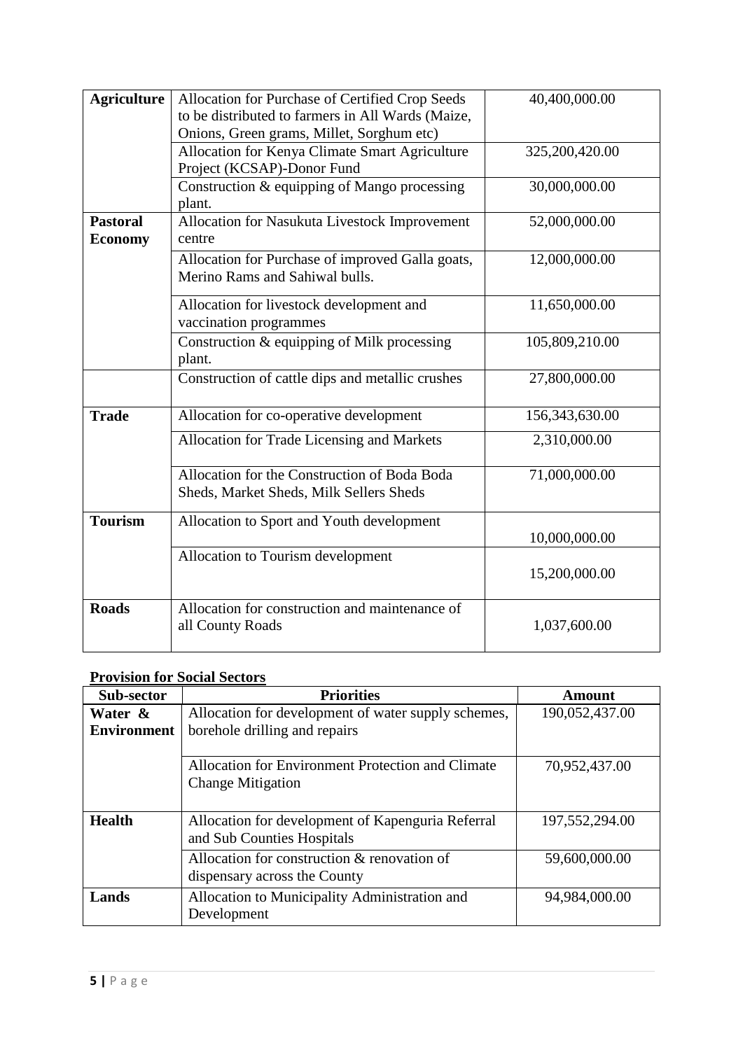| | | |
|---|---|---|
| **Agriculture** | Allocation for Purchase of Certified Crop Seeds to be distributed to farmers in All Wards (Maize, Onions, Green grams, Millet, Sorghum etc) | 40,400,000.00 |
| | Allocation for Kenya Climate Smart Agriculture Project (KCSAP)-Donor Fund | 325,200,420.00 |
| | Construction & equipping of Mango processing plant. | 30,000,000.00 |
| **Pastoral Economy** | Allocation for Nasukuta Livestock Improvement centre | 52,000,000.00 |
| | Allocation for Purchase of improved Galla goats, Merino Rams and Sahiwal bulls. | 12,000,000.00 |
| | Allocation for livestock development and vaccination programmes | 11,650,000.00 |
| | Construction & equipping of Milk processing plant. | 105,809,210.00 |
| | Construction of cattle dips and metallic crushes | 27,800,000.00 |
| **Trade** | Allocation for co-operative development | 156,343,630.00 |
| | Allocation for Trade Licensing and Markets | 2,310,000.00 |
| | Allocation for the Construction of Boda Boda Sheds, Market Sheds, Milk Sellers Sheds | 71,000,000.00 |
| **Tourism** | Allocation to Sport and Youth development | 10,000,000.00 |
| | Allocation to Tourism development | 15,200,000.00 |
| **Roads** | Allocation for construction and maintenance of all County Roads | 1,037,600.00 |

**Provision for Social Sectors**

| Sub-sector | Priorities | Amount |
|---|---|---|
| **Water & Environment** | Allocation for development of water supply schemes, borehole drilling and repairs | 190,052,437.00 |
| | Allocation for Environment Protection and Climate Change Mitigation | 70,952,437.00 |
| **Health** | Allocation for development of Kapenguria Referral and Sub Counties Hospitals | 197,552,294.00 |
| | Allocation for construction & renovation of dispensary across the County | 59,600,000.00 |
| **Lands** | Allocation to Municipality Administration and Development | 94,984,000.00 |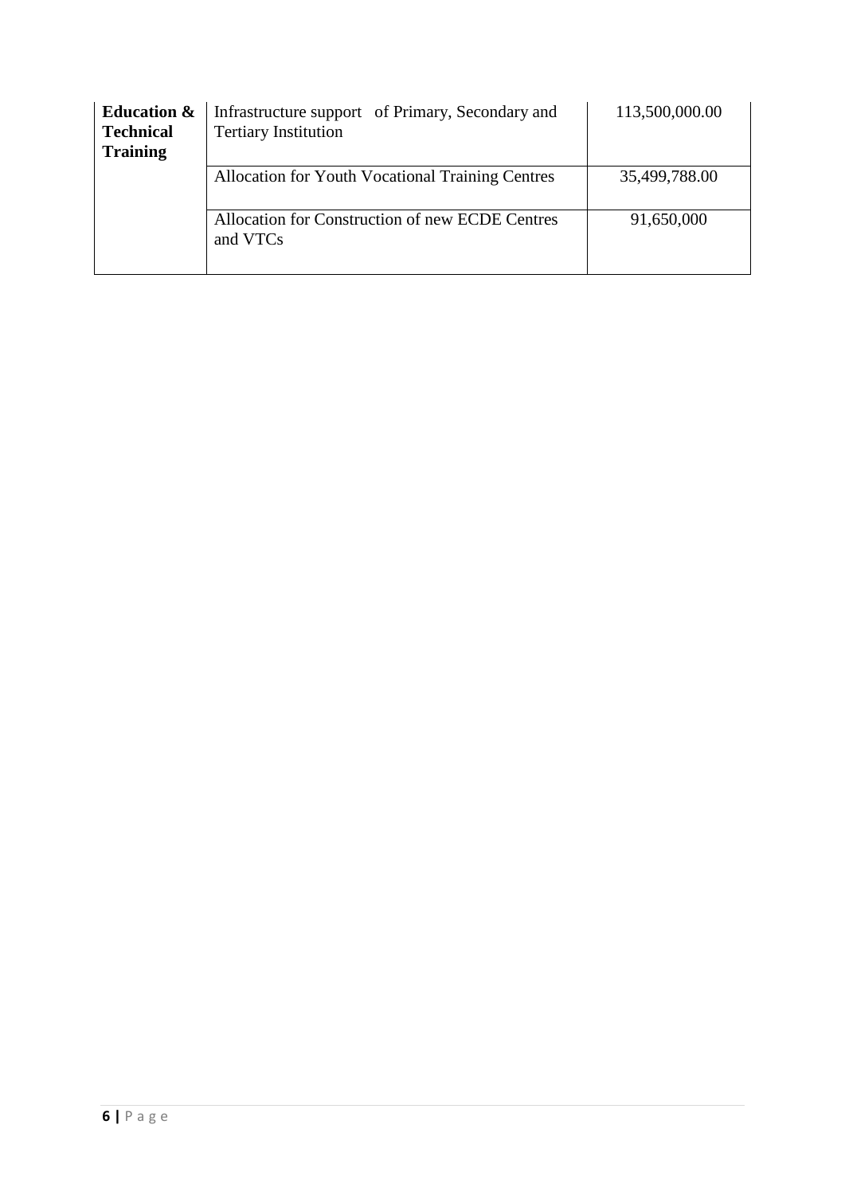| | | |
|---|---|---|
| **Education & Technical Training** | Infrastructure support of Primary, Secondary and Tertiary Institution | 113,500,000.00 |
| | Allocation for Youth Vocational Training Centres | 35,499,788.00 |
| | Allocation for Construction of new ECDE Centres and VTCs | 91,650,000 |